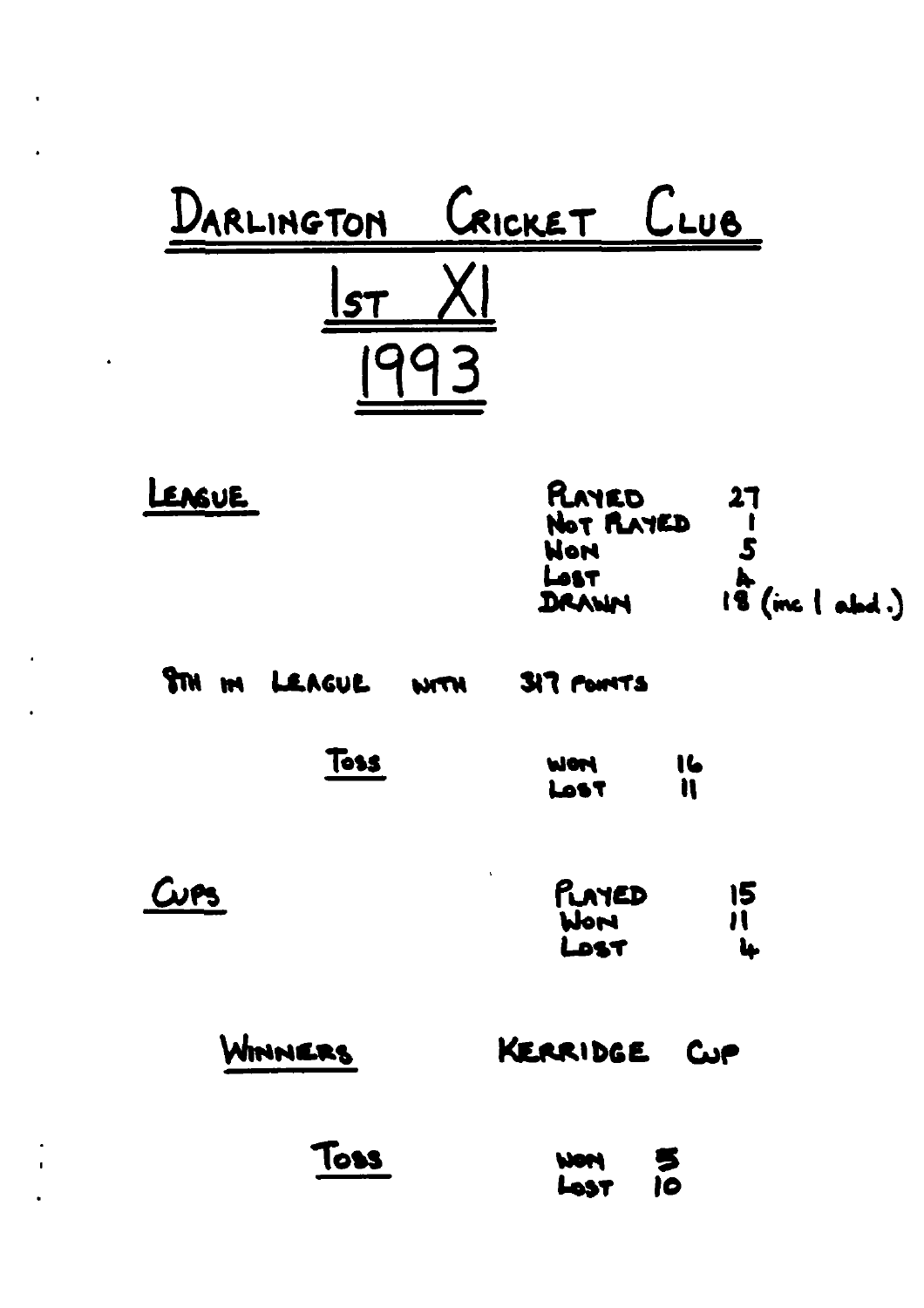# DARLINGTON CRICKET CLUB

## 1ST XI

## 1993

**LEAGUE**

| | |
|---|---|
| PLAYED | 27 |
| NOT PLAYED | 1 |
| WON | 5 |
| LOST | 4 |
| DRAWN | 18 (inc 1 abd.) |

8TH IN LEAGUE WITH 317 POINTS

**TOSS**

| | |
|---|---|
| WON | 16 |
| LOST | 11 |

**CUPS**

| | |
|---|---|
| PLAYED | 15 |
| WON | 11 |
| LOST | 4 |

**WINNERS** KERRIDGE CUP

**TOSS**

| | |
|---|---|
| WON | 5 |
| LOST | 10 |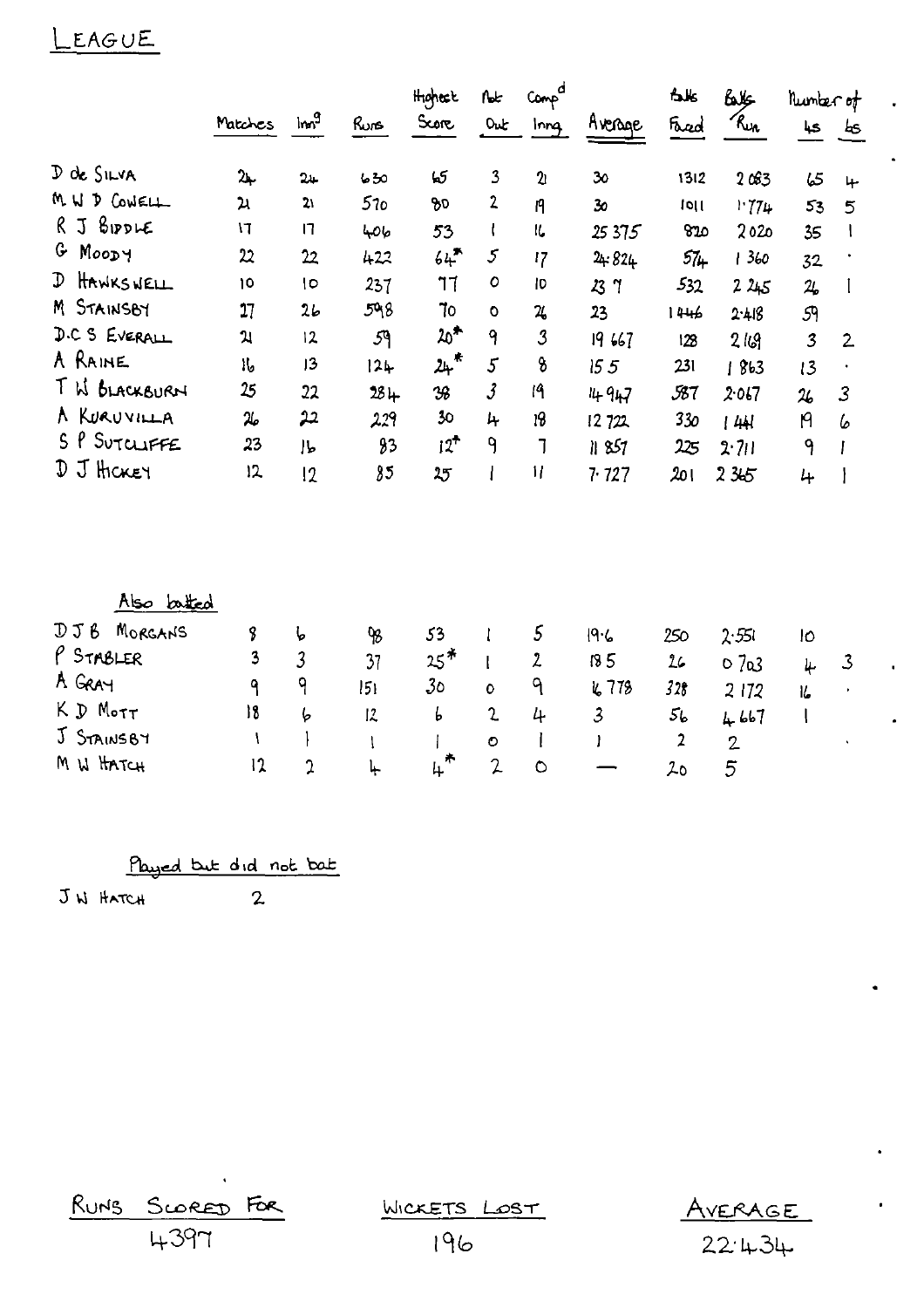# LEAGUE

| | Matches | Inn^g | Runs | Highest Score | Not Out | Comp^d Inng | Average | Balls Faced | Balls / Run | Number of 4s | 6s |
|---|---|---|---|---|---|---|---|---|---|---|---|
| D de SILVA | 24 | 24 | 630 | 65 | 3 | 21 | 30 | 1312 | 2 083 | 65 | 4 |
| M W D COWELL | 21 | 21 | 570 | 80 | 2 | 19 | 30 | 1011 | 1·774 | 53 | 5 |
| R J BIDDLE | 17 | 17 | 406 | 53 | 1 | 16 | 25 375 | 820 | 2 020 | 35 | 1 |
| G MOODY | 22 | 22 | 422 | 64* | 5 | 17 | 24·824 | 574 | 1 360 | 32 | · |
| D HAWKSWELL | 10 | 10 | 237 | 77 | 0 | 10 | 23 7 | 532 | 2 245 | 26 | 1 |
| M STAINSBY | 27 | 26 | 598 | 70 | 0 | 26 | 23 | 1446 | 2·418 | 59 | |
| D.C S EVERALL | 21 | 12 | 59 | 20* | 9 | 3 | 19 667 | 128 | 2 169 | 3 | 2 |
| A RAINE | 16 | 13 | 124 | 24* | 5 | 8 | 15 5 | 231 | 1 863 | 13 | · |
| T W BLACKBURN | 25 | 22 | 284 | 38 | 3 | 19 | 14 947 | 587 | 2·067 | 26 | 3 |
| A KURUVILLA | 26 | 22 | 229 | 30 | 4 | 18 | 12 722 | 330 | 1 441 | 19 | 6 |
| S P SUTCLIFFE | 23 | 16 | 83 | 12* | 9 | 7 | 11 857 | 225 | 2·711 | 9 | 1 |
| D J HICKEY | 12 | 12 | 85 | 25 | 1 | 11 | 7·727 | 201 | 2 365 | 4 | 1 |
| **Also batted** | | | | | | | | | | | |
| D J B MORGANS | 8 | 6 | 98 | 53 | 1 | 5 | 19·6 | 250 | 2·551 | 10 | |
| P STABLER | 3 | 3 | 37 | 25* | 1 | 2 | 18 5 | 26 | 0 703 | 4 | 3 |
| A GRAY | 9 | 9 | 151 | 30 | 0 | 9 | 16 778 | 328 | 2 172 | 16 | · |
| K D MOTT | 18 | 6 | 12 | 6 | 2 | 4 | 3 | 56 | 4 667 | 1 | |
| J STAINSBY | 1 | 1 | 1 | 1 | 0 | 1 | 1 | 2 | 2 | | · |
| M W HATCH | 12 | 2 | 4 | 4* | 2 | 0 | — | 20 | 5 | | |

Played but did not bat

J W HATCH 2

| RUNS SCORED FOR | WICKETS LOST | AVERAGE |
|---|---|---|
| 4397 | 196 | 22·434 |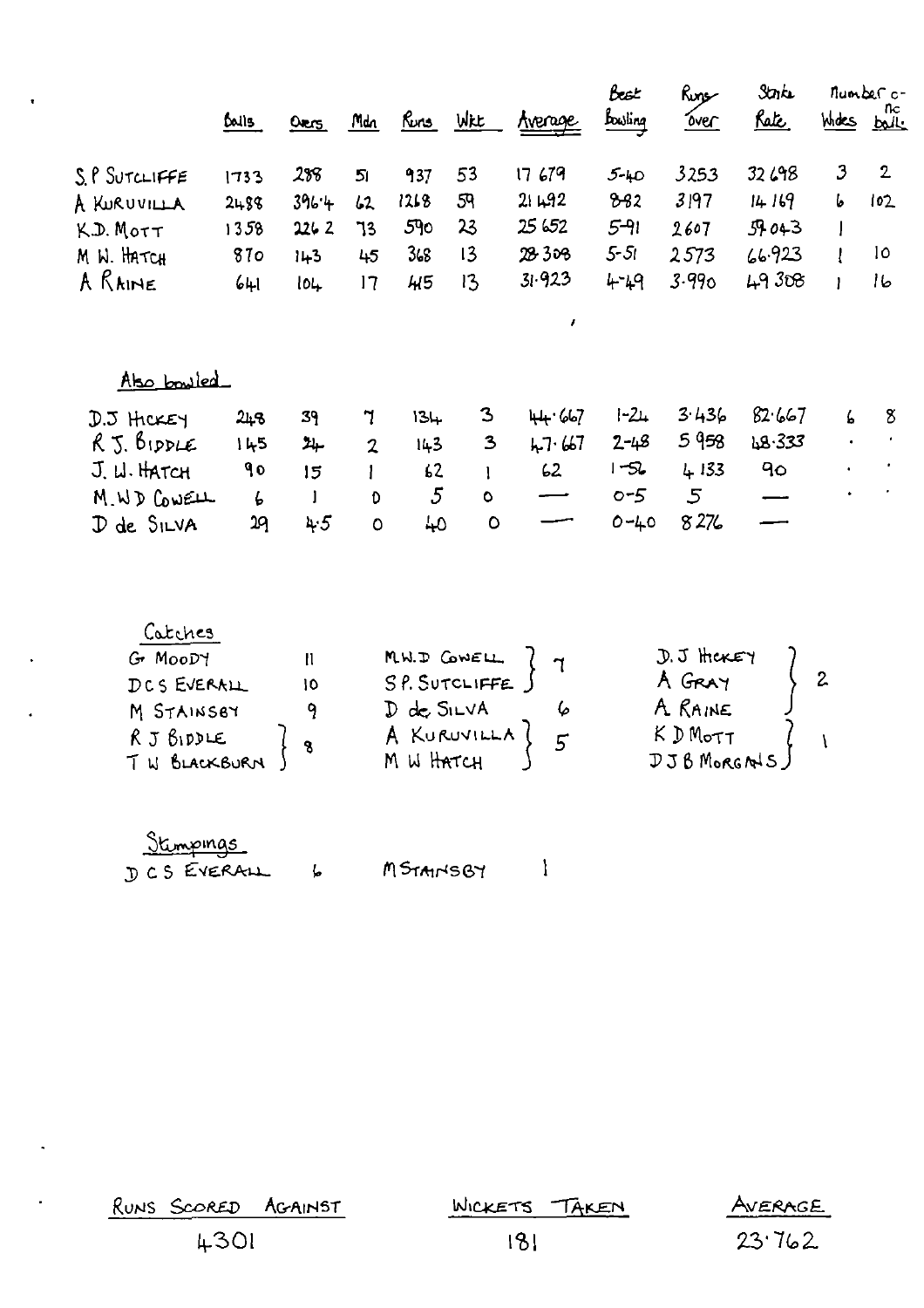| | Balls | Overs | Mdn | Runs | Wkt | Average | Best Bowling | Runs over | Strike Rate | Wides | Number of nc balls |
|---|---|---|---|---|---|---|---|---|---|---|---|
| S.P Sutcliffe | 1733 | 288 | 51 | 937 | 53 | 17 679 | 5-40 | 3253 | 32 698 | 3 | 2 |
| A Kuruvilla | 2488 | 396·4 | 62 | 1268 | 59 | 21 492 | 8-82 | 3197 | 14 169 | 6 | 102 |
| K.D. Mott | 1358 | 226 2 | 73 | 590 | 23 | 25 652 | 5-91 | 2607 | 59 043 | 1 | |
| M W. Hatch | 870 | 143 | 45 | 368 | 13 | 28 308 | 5-51 | 2573 | 66·923 | 1 | 10 |
| A Raine | 641 | 104 | 17 | 415 | 13 | 31·923 | 4-49 | 3·990 | 49 308 | 1 | 16 |

Also bowled

| | Balls | Overs | Mdn | Runs | Wkt | Average | Best Bowling | Runs over | Strike Rate | Wides | Number of nc balls |
|---|---|---|---|---|---|---|---|---|---|---|---|
| D.J Hickey | 248 | 39 | 7 | 134 | 3 | 44·667 | 1-24 | 3·436 | 82·667 | 6 | 8 |
| R J. Biddle | 145 | 24 | 2 | 143 | 3 | 47·667 | 2-48 | 5 958 | 48·333 | · | · |
| J. W. Hatch | 90 | 15 | 1 | 62 | 1 | 62 | 1-56 | 4 133 | 90 | · | · |
| M.W.D Cowell | 6 | 1 | 0 | 5 | 0 | — | 0-5 | 5 | — | · | · |
| D de Silva | 29 | 4·5 | 0 | 40 | 0 | — | 0-40 | 8 276 | — | | |

Catches

| | | | | | |
|---|---|---|---|---|---|
| G Moody | 11 | M.W.D Cowell | 7 | D.J Hickey | 2 |
| D C S Everall | 10 | S.P. Sutcliffe | 7 | A Gray | 2 |
| M Stainsby | 9 | D de Silva | 6 | A Raine | 2 |
| R J Biddle | 8 | A Kuruvilla | 5 | K D Mott | 1 |
| T W Blackburn | 8 | M W Hatch | 5 | D J B Morgans | 1 |

Stumpings

| | | | |
|---|---|---|---|
| D C S Everall | 6 | M Stainsby | 1 |

| Runs Scored Against | Wickets Taken | Average |
|---|---|---|
| 4301 | 181 | 23·762 |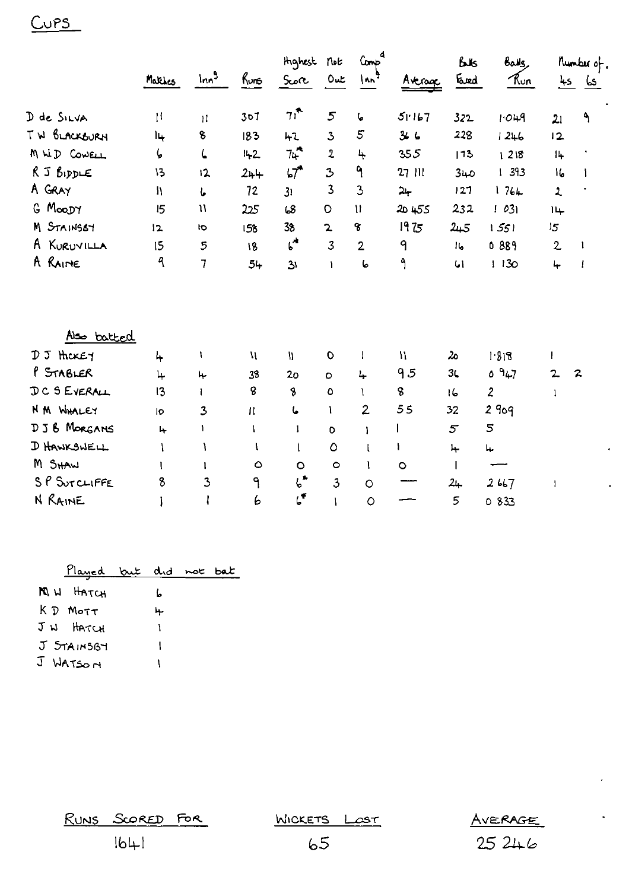# CUPS

| | Matches | Inn^s | Runs | Highest Score | Not Out | Comp^d Inn^s | Average | Balls Faced | Balls/Run | Number of 4s | 6s |
|---|---|---|---|---|---|---|---|---|---|---|---|
| D de SILVA | 11 | 11 | 307 | 71* | 5 | 6 | 51·167 | 322 | 1·049 | 21 | 9 |
| T W BLACKBURN | 14 | 8 | 183 | 42 | 3 | 5 | 36 6 | 228 | 1 246 | 12 | |
| M W D COWELL | 6 | 6 | 142 | 74* | 2 | 4 | 35 5 | 173 | 1 218 | 14 | |
| R J BIDDLE | 13 | 12 | 244 | 67* | 3 | 9 | 27 111 | 340 | 1 393 | 16 | 1 |
| A GRAY | 11 | 6 | 72 | 31 | 3 | 3 | 24 | 127 | 1 764 | 2 | |
| G MOODY | 15 | 11 | 225 | 68 | 0 | 11 | 20 455 | 232 | 1 031 | 14 | |
| M STAINSBY | 12 | 10 | 158 | 38 | 2 | 8 | 19 75 | 245 | 1 551 | 15 | |
| A KURUVILLA | 15 | 5 | 18 | 6* | 3 | 2 | 9 | 16 | 0 889 | 2 | 1 |
| A RAINE | 9 | 7 | 54 | 31 | 1 | 6 | 9 | 61 | 1 130 | 4 | 1 |

## Also batted

| | Matches | Inn^s | Runs | Highest Score | Not Out | Comp^d Inn^s | Average | Balls Faced | Balls/Run | Number of 4s | 6s |
|---|---|---|---|---|---|---|---|---|---|---|---|
| D J HICKEY | 4 | 1 | 11 | 11 | 0 | 1 | 11 | 20 | 1·818 | 1 | |
| P STABLER | 4 | 4 | 38 | 20 | 0 | 4 | 9 5 | 36 | 0 947 | 2 | 2 |
| D C S EVERALL | 13 | 1 | 8 | 8 | 0 | 1 | 8 | 16 | 2 | 1 | |
| N M WHALEY | 10 | 3 | 11 | 6 | 1 | 2 | 5 5 | 32 | 2 909 | | |
| D J B MORGANS | 4 | 1 | 1 | 1 | 0 | 1 | 1 | 5 | 5 | | |
| D HAWKSWELL | 1 | 1 | 1 | 1 | 0 | 1 | 1 | 4 | 4 | | |
| M SHAW | 1 | 1 | 0 | 0 | 0 | 1 | 0 | 1 | — | | |
| S P SUTCLIFFE | 8 | 3 | 9 | 6* | 3 | 0 | — | 24 | 2 667 | 1 | |
| N RAINE | 1 | 1 | 6 | 6* | 1 | 0 | — | 5 | 0 833 | | |

## Played but did not bat

| | |
|---|---|
| M W HATCH | 6 |
| K D MOTT | 4 |
| J W HATCH | 1 |
| J STAINSBY | 1 |
| J WATSON | 1 |

| RUNS SCORED FOR | WICKETS LOST | AVERAGE |
|---|---|---|
| 1641 | 65 | 25 246 |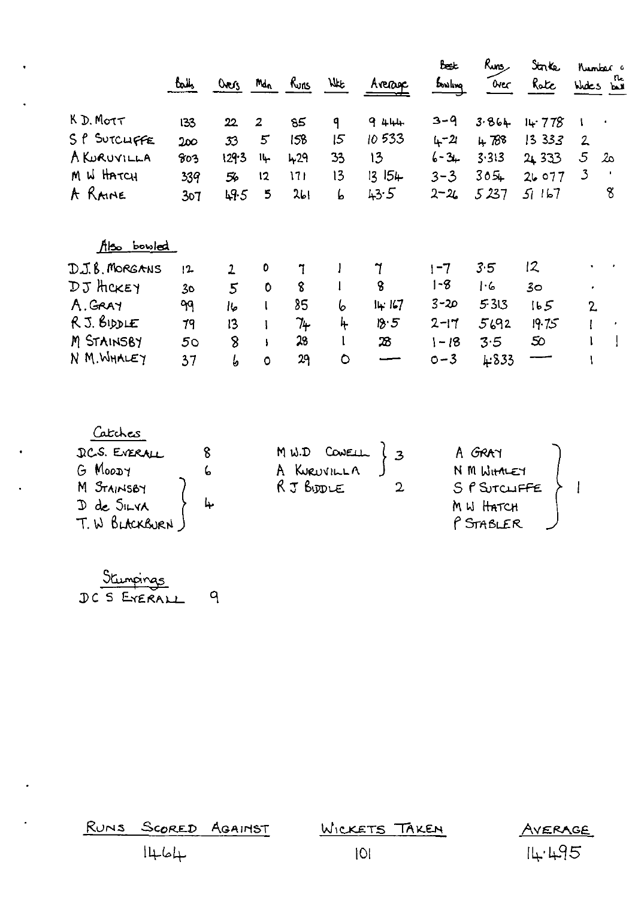| | Balls | Overs | Mdn | Runs | Wkt | Average | Best Bowling | Runs/Over | Strike Rate | Number of Wides | Number of No balls |
|---|---|---|---|---|---|---|---|---|---|---|---|
| K D. MOTT | 133 | 22 | 2 | 85 | 9 | 9 444 | 3-9 | 3·864 | 14·778 | 1 | · |
| S P SUTCLIFFE | 200 | 33 | 5 | 158 | 15 | 10 533 | 4-21 | 4 788 | 13 333 | 2 | |
| A KURUVILLA | 803 | 129·3 | 14 | 429 | 33 | 13 | 6-34 | 3·313 | 24 333 | 5 | 20 |
| M W HATCH | 339 | 56 | 12 | 171 | 13 | 13 154 | 3-3 | 3054 | 26 077 | 3 | · |
| A RAINE | 307 | 49·5 | 5 | 261 | 6 | 43·5 | 2-26 | 5 237 | 51 167 | | 8 |

**Also bowled**

| | Balls | Overs | Mdn | Runs | Wkt | Average | Best Bowling | Runs/Over | Strike Rate | Number of Wides | Number of No balls |
|---|---|---|---|---|---|---|---|---|---|---|---|
| D.J.B. MORGANS | 12 | 2 | 0 | 7 | 1 | 7 | 1-7 | 3·5 | 12 | · | · |
| D J HICKEY | 30 | 5 | 0 | 8 | 1 | 8 | 1-8 | 1·6 | 30 | · | |
| A. GRAY | 99 | 16 | 1 | 85 | 6 | 14·167 | 3-20 | 5·313 | 16·5 | 2 | |
| R.J. BIDDLE | 79 | 13 | 1 | 74 | 4 | 18·5 | 2-17 | 5·692 | 19·75 | 1 | · |
| M STAINSBY | 50 | 8 | 1 | 28 | 1 | 28 | 1-18 | 3·5 | 50 | 1 | 1 |
| N M. WHALEY | 37 | 6 | 0 | 29 | 0 | — | 0-3 | 4·833 | — | 1 | |

**Catches**

| Player | Catches |
|---|---|
| D.C.S. EVERALL | 8 |
| G MOODY | 6 |
| M STAINSBY | 4 |
| D de SILVA | 4 |
| T. W BLACKBURN | 4 |
| M W.D COWELL | 3 |
| A KURUVILLA | 3 |
| R J BIDDLE | 2 |
| A GRAY | 1 |
| N M WHALEY | 1 |
| S P SUTCLIFFE | 1 |
| M W HATCH | 1 |
| P STABLER | 1 |

**Stumpings**

D C S EVERALL 9

| RUNS SCORED AGAINST | WICKETS TAKEN | AVERAGE |
|---|---|---|
| 1464 | 101 | 14·495 |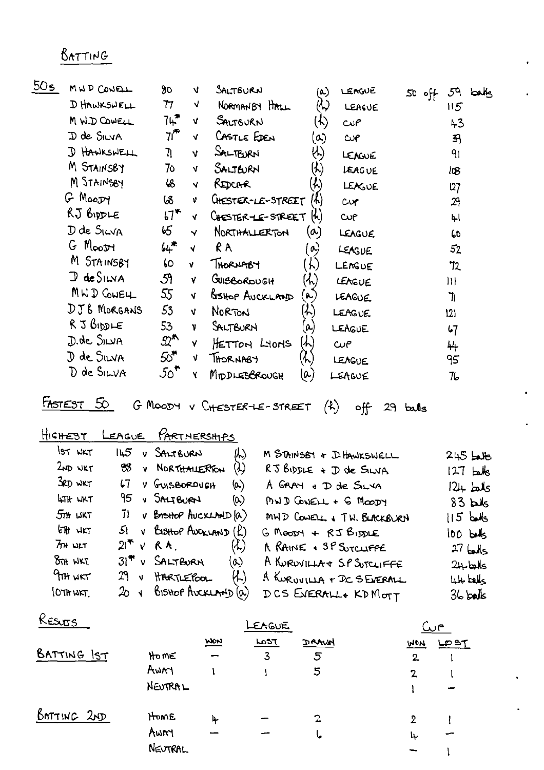## BATTING

### 50s

| Name | Score | | Opponent | Venue | Competition | Balls |
|---|---|---|---|---|---|---|
| M W D COWELL | 80 | v | SALTBURN | (a) | LEAGUE | 50 off 59 balls |
| D HAWKSWELL | 77 | v | NORMANBY HALL | (h) | LEAGUE | 115 |
| M W D COWELL | 74* | v | SALTBURN | (h) | CUP | 43 |
| D de SILVA | 71* | v | CASTLE EDEN | (a) | CUP | 39 |
| D HAWKSWELL | 71 | v | SALTBURN | (h) | LEAGUE | 91 |
| M STAINSBY | 70 | v | SALTBURN | (h) | LEAGUE | 108 |
| M STAINSBY | 68 | v | REDCAR | (h) | LEAGUE | 127 |
| G MOODY | 68 | v | CHESTER-LE-STREET | (h) | CUP | 29 |
| R J BIDDLE | 67* | v | CHESTER-LE-STREET | (h) | CUP | 41 |
| D de SILVA | 65 | v | NORTHALLERTON | (a) | LEAGUE | 60 |
| G MOODY | 64* | v | R A | (a) | LEAGUE | 52 |
| M STAINSBY | 60 | v | THORNABY | (h) | LEAGUE | 72 |
| D de SILVA | 59 | v | GUISBOROUGH | (h) | LEAGUE | 111 |
| M W D COWELL | 55 | v | BISHOP AUCKLAND | (a) | LEAGUE | 71 |
| D J B MORGANS | 53 | v | NORTON | (h) | LEAGUE | 121 |
| R J BIDDLE | 53 | v | SALTBURN | (a) | LEAGUE | 67 |
| D de SILVA | 52* | v | HETTON LYONS | (h) | CUP | 44 |
| D de SILVA | 50* | v | THORNABY | (h) | LEAGUE | 95 |
| D de SILVA | 50* | v | MIDDLESBROUGH | (a) | LEAGUE | 76 |

**FASTEST 50** G MOODY v CHESTER-LE-STREET (h) off 29 balls

### HIGHEST LEAGUE PARTNERSHIPS

| Wicket | Runs | Opponent | Venue | Partners | Balls |
|---|---|---|---|---|---|
| 1ST WKT | 145 | v SALTBURN | (h) | M STAINSBY + D HAWKSWELL | 245 balls |
| 2ND WKT | 88 | v NORTHALLERTON | (h) | R J BIDDLE + D de SILVA | 127 balls |
| 3RD WKT | 67 | v GUISBOROUGH | (a) | A GRAY + D de SILVA | 124 balls |
| 4TH WKT | 95 | v SALTBURN | (a) | M W D COWELL + G MOODY | 83 balls |
| 5TH WKT | 71 | v BISHOP AUCKLAND | (a) | M W D COWELL + T W BLACKBURN | 115 balls |
| 6TH WKT | 51 | v BISHOP AUCKLAND | (h) | G MOODY + R J BIDDLE | 100 balls |
| 7TH WKT | 21* | v R A | (h) | A RAINE + S P SUTCLIFFE | 27 balls |
| 8TH WKT | 31* | v SALTBURN | (a) | A KURUVILLA + S P SUTCLIFFE | 24 balls |
| 9TH WKT | 29 | v HARTLEPOOL | (h) | A KURUVILLA + D C S EVERALL | 44 balls |
| 10TH WKT | 20 | v BISHOP AUCKLAND | (a) | D C S EVERALL + K D MOTT | 36 balls |

### RESULTS

| | | League | | | Cup | |
|---|---|---|---|---|---|---|
| | | WON | LOST | DRAWN | WON | LOST |
| BATTING 1ST | Home | – | 3 | 5 | 2 | 1 |
| | Away | 1 | 1 | 5 | 2 | 1 |
| | Neutral | | | | 1 | – |
| BATTING 2ND | Home | 4 | – | 2 | 2 | 1 |
| | Away | – | – | 6 | 4 | – |
| | Neutral | | | | – | 1 |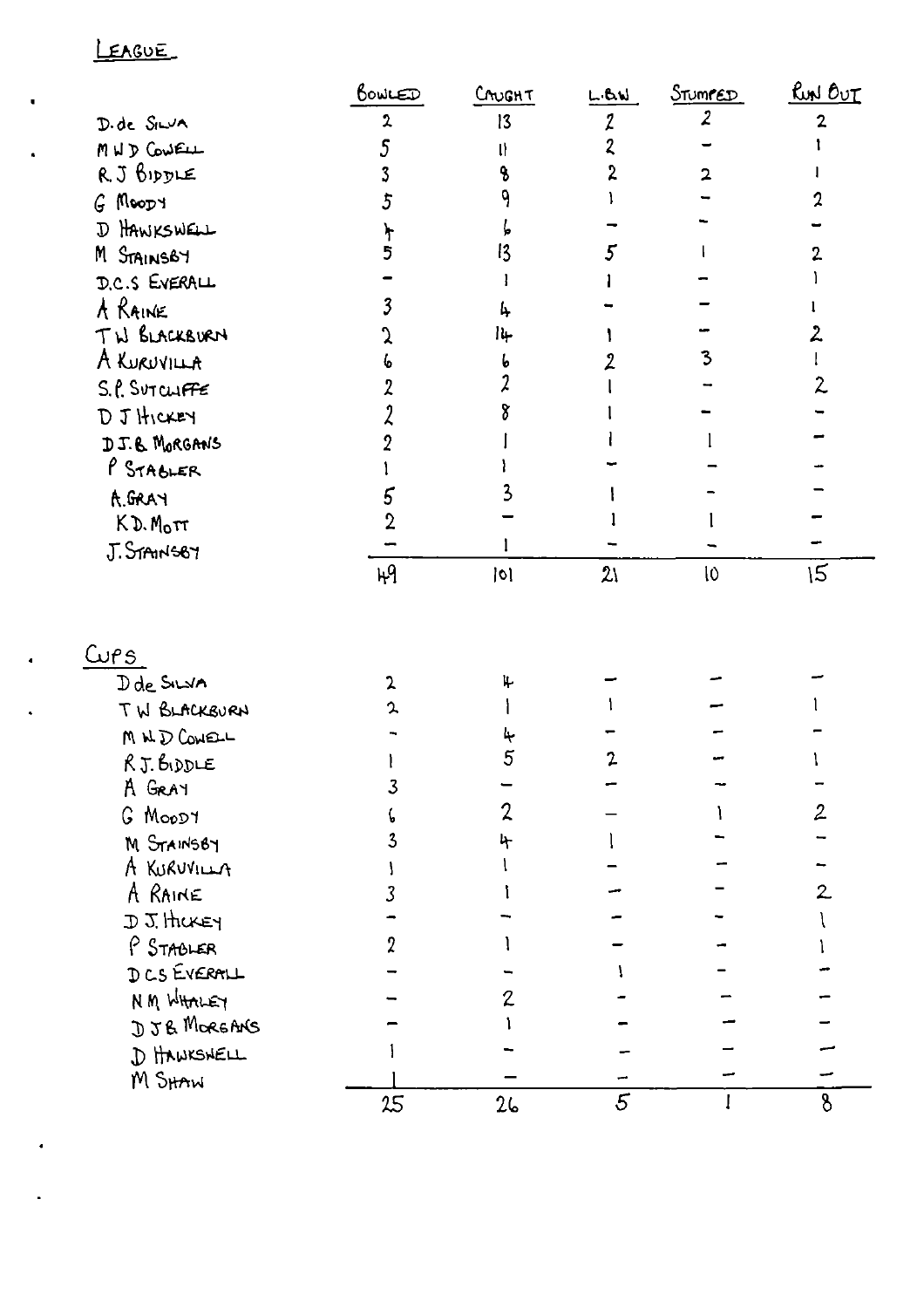## LEAGUE

| | BOWLED | CAUGHT | L.B.W | STUMPED | RUN OUT |
|---|---|---|---|---|---|
| D. de SILVA | 2 | 13 | 2 | 2 | 2 |
| M W D COWELL | 5 | 11 | 2 | - | 1 |
| R.J BIDDLE | 3 | 8 | 2 | 2 | 1 |
| G MOODY | 5 | 9 | 1 | - | 2 |
| D HAWKSWELL | 4 | 6 | - | - | - |
| M STAINSBY | 5 | 13 | 5 | 1 | 2 |
| D.C.S EVERALL | - | 1 | 1 | - | 1 |
| A RAINE | 3 | 4 | - | - | 1 |
| T W BLACKBURN | 2 | 14 | 1 | - | 2 |
| A KURUVILLA | 6 | 6 | 2 | 3 | 1 |
| S.P. SUTCLIFFE | 2 | 2 | 1 | - | 2 |
| D J HICKEY | 2 | 8 | 1 | - | - |
| D J.B. MORGANS | 2 | 1 | 1 | 1 | - |
| P STABLER | 1 | 1 | - | - | - |
| A. GRAY | 5 | 3 | 1 | - | - |
| K.D. MOTT | 2 | - | 1 | 1 | - |
| J. STAINSBY | - | 1 | - | - | - |
| | 49 | 101 | 21 | 10 | 15 |

## CUPS

| | BOWLED | CAUGHT | L.B.W | STUMPED | RUN OUT |
|---|---|---|---|---|---|
| D de SILVA | 2 | 4 | - | - | - |
| T W BLACKBURN | 2 | 1 | 1 | - | 1 |
| M W D COWELL | - | 4 | - | - | - |
| R.J. BIDDLE | 1 | 5 | 2 | - | 1 |
| A GRAY | 3 | - | - | - | - |
| G MOODY | 6 | 2 | - | 1 | 2 |
| M STAINSBY | 3 | 4 | 1 | - | - |
| A KURUVILLA | 1 | 1 | - | - | - |
| A RAINE | 3 | 1 | - | - | 2 |
| D J. HICKEY | - | - | - | - | 1 |
| P STABLER | 2 | 1 | - | - | 1 |
| D C S EVERALL | - | - | 1 | - | - |
| N M WHALEY | - | 2 | - | - | - |
| D J B MORGANS | - | 1 | - | - | - |
| D HAWKSWELL | 1 | - | - | - | - |
| M SHAW | 1 | - | - | - | - |
| | 25 | 26 | 5 | 1 | 8 |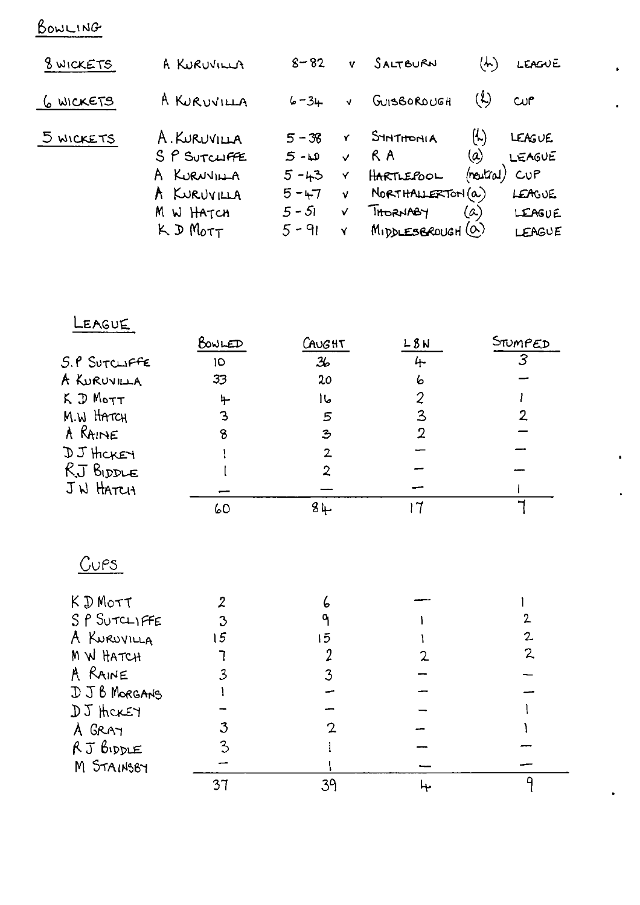## BOWLING

| | | | | | | |
|---|---|---|---|---|---|---|
| 8 WICKETS | A KURUVILLA | 8 – 82 | v | SALTBURN | (h) | LEAGUE |
| 6 WICKETS | A KURUVILLA | 6 – 34 | v | GUISBOROUGH | (h) | CUP |
| 5 WICKETS | A. KURUVILLA | 5 – 38 | v | SYNTHONIA | (h) | LEAGUE |
| | S P SUTCLIFFE | 5 – 40 | v | R A | (a) | LEAGUE |
| | A KURUVILLA | 5 – 43 | v | HARTLEPOOL | (neutral) | CUP |
| | A KURUVILLA | 5 – 47 | v | NORTHALLERTON | (a) | LEAGUE |
| | M W HATCH | 5 – 51 | v | THORNABY | (a) | LEAGUE |
| | K D MOTT | 5 – 91 | v | MIDDLESBROUGH | (a) | LEAGUE |

### LEAGUE

| | BOWLED | CAUGHT | LBW | STUMPED |
|---|---|---|---|---|
| S.P SUTCLIFFE | 10 | 36 | 4 | 3 |
| A KURUVILLA | 33 | 20 | 6 | — |
| K D MOTT | 4 | 16 | 2 | 1 |
| M.W HATCH | 3 | 5 | 3 | 2 |
| A RAINE | 8 | 3 | 2 | — |
| D J HICKEY | 1 | 2 | — | — |
| R J BIDDLE | 1 | 2 | — | — |
| J W HATCH | — | — | — | 1 |
| | 60 | 84 | 17 | 7 |

### CUPS

| | BOWLED | CAUGHT | LBW | STUMPED |
|---|---|---|---|---|
| K D MOTT | 2 | 6 | — | 1 |
| S P SUTCLIFFE | 3 | 9 | 1 | 2 |
| A KURUVILLA | 15 | 15 | 1 | 2 |
| M W HATCH | 7 | 2 | 2 | 2 |
| A RAINE | 3 | 3 | — | — |
| D J B MORGANS | 1 | — | — | — |
| D J HICKEY | — | — | — | 1 |
| A GRAY | 3 | 2 | — | 1 |
| R J BIDDLE | 3 | 1 | — | — |
| M STAINSBY | — | 1 | — | — |
| | 37 | 39 | 4 | 9 |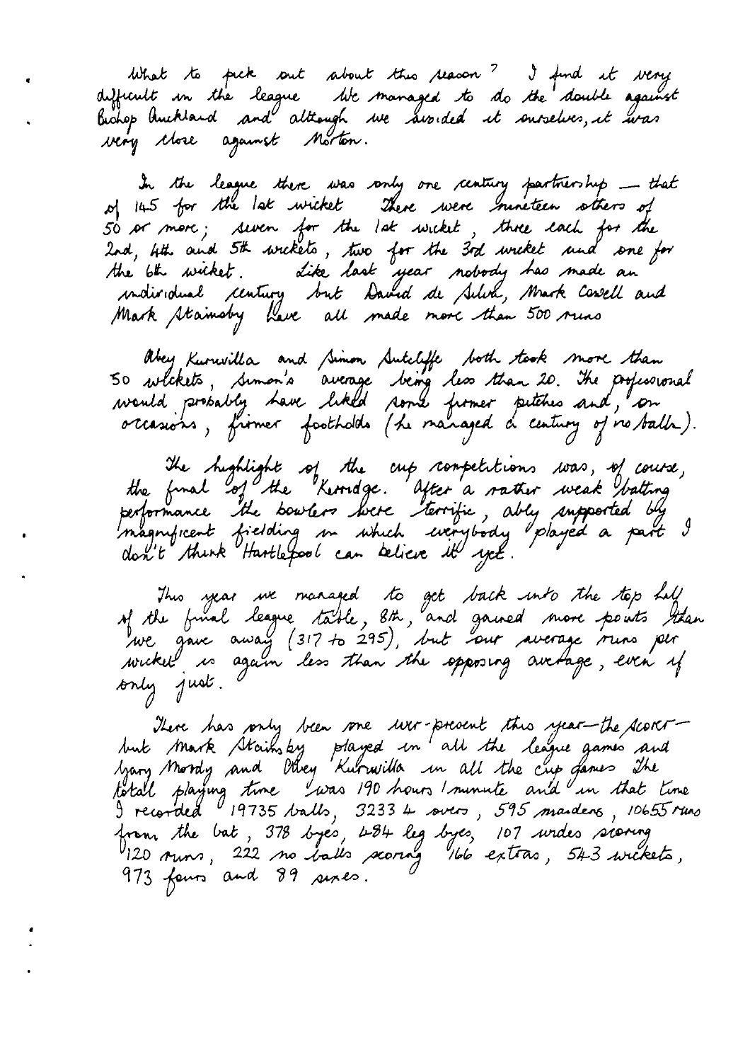What to pick out about this season? I find it very difficult in the league. We managed to do the double against Bishop Auckland and although we divided it ourselves, it was very close against Norton.

In the league there was only one century partnership — that of 145 for the 1st wicket. There were nineteen others of 50 or more; seven for the 1st wicket, three each for the 2nd, 4th and 5th wickets, two for the 3rd wicket and one for the 6th wicket. Like last year nobody has made an individual century but David de Silva, Mark Cowell and Mark Stainsby have all made more than 500 runs.

Abey Kuruvilla and Simon Sutcliffe both took more than 50 wickets, Simon's average being less than 20. The professional would probably have liked some firmer pitches and, on occasions, firmer footholds (he managed a century of no balls).

The highlight of the cup competitions was, of course, the final of the Kerridge. After a rather weak batting performance the bowlers were terrific, ably supported by magnificent fielding in which everybody played a part. I don't think Hartlepool can believe it yet.

This year we managed to get back into the top half of the final league table, 8th, and gained more points than we gave away (317 to 295), but our average runs per wicket is again less than the opposing average, even if only just.

There has only been one ever-present this year — the scorer — but Mark Stainsby played in all the league games and Gary Moody and Abey Kuruvilla in all the cup games. The total playing time was 190 hours 1 minute and in that time I recorded 19735 balls, 3233 4 overs, 595 maidens, 10655 runs from the bat, 378 byes, 484 leg byes, 107 wides scoring 120 runs, 222 no balls scoring 166 extras, 543 wickets, 973 fours and 89 sixes.